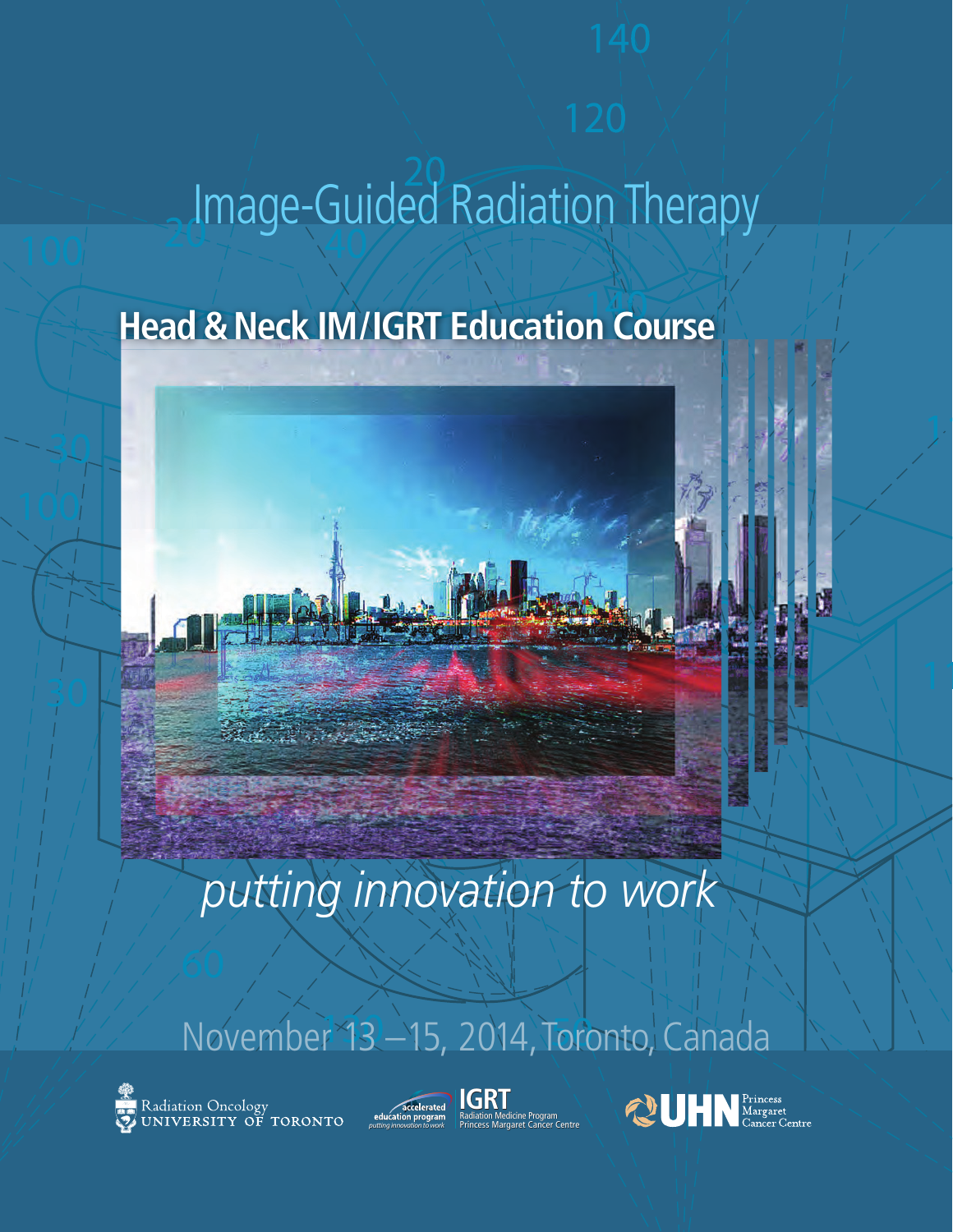# Image-Guided Radiation Therapy

## Head & Neck IM/IGRT Education Course

*putting innovation to work*

November 13 – 15, 2014, Toronto, Canada

Radiation Oncology
UNIVERSITY OF TORONTO

accelerated education program
*putting innovation to work*

IGRT
Radiation Medicine Program
Princess Margaret Cancer Centre

UHN Princess Margaret Cancer Centre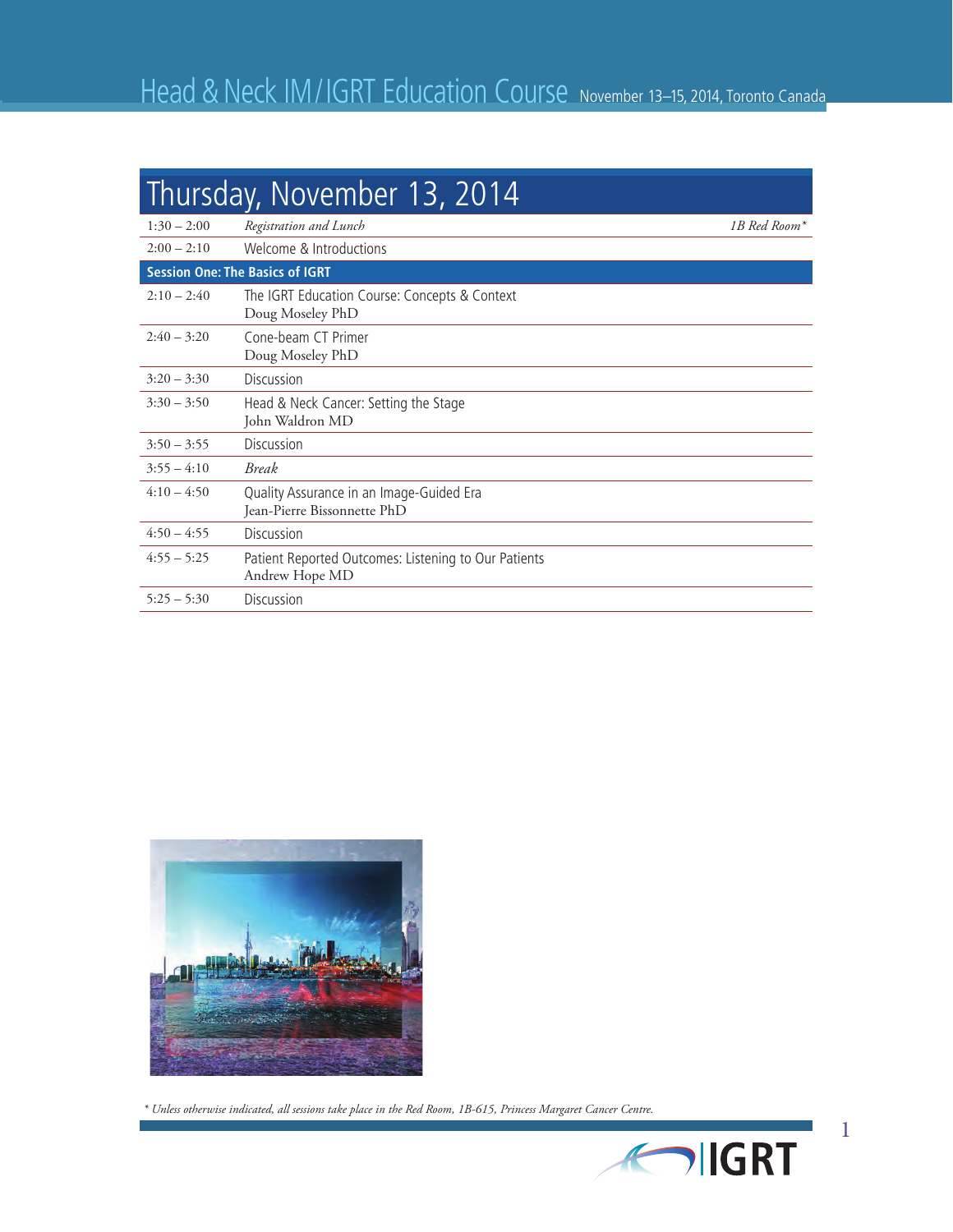# Thursday, November 13, 2014

| Time | Session | Location |
|---|---|---|
| 1:30 – 2:00 | *Registration and Lunch* | *1B Red Room** |
| 2:00 – 2:10 | Welcome & Introductions | |
| **Session One: The Basics of IGRT** | | |
| 2:10 – 2:40 | The IGRT Education Course: Concepts & Context<br>Doug Moseley PhD | |
| 2:40 – 3:20 | Cone-beam CT Primer<br>Doug Moseley PhD | |
| 3:20 – 3:30 | Discussion | |
| 3:30 – 3:50 | Head & Neck Cancer: Setting the Stage<br>John Waldron MD | |
| 3:50 – 3:55 | Discussion | |
| 3:55 – 4:10 | *Break* | |
| 4:10 – 4:50 | Quality Assurance in an Image-Guided Era<br>Jean-Pierre Bissonnette PhD | |
| 4:50 – 4:55 | Discussion | |
| 4:55 – 5:25 | Patient Reported Outcomes: Listening to Our Patients<br>Andrew Hope MD | |
| 5:25 – 5:30 | Discussion | |

*\* Unless otherwise indicated, all sessions take place in the Red Room, 1B-615, Princess Margaret Cancer Centre.*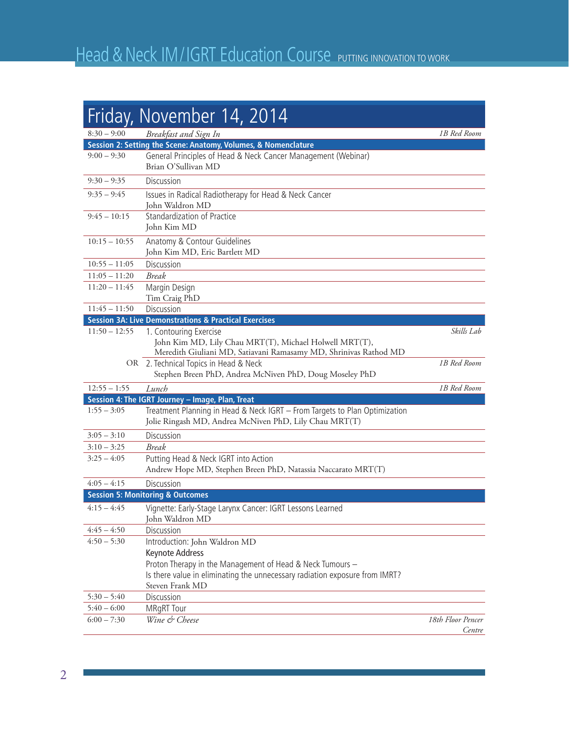# Friday, November 14, 2014

| Time | Session | Location |
|---|---|---|
| 8:30 – 9:00 | *Breakfast and Sign In* | *1B Red Room* |
| **Session 2: Setting the Scene: Anatomy, Volumes, & Nomenclature** | | |
| 9:00 – 9:30 | General Principles of Head & Neck Cancer Management (Webinar)<br>Brian O'Sullivan MD | |
| 9:30 – 9:35 | Discussion | |
| 9:35 – 9:45 | Issues in Radical Radiotherapy for Head & Neck Cancer<br>John Waldron MD | |
| 9:45 – 10:15 | Standardization of Practice<br>John Kim MD | |
| 10:15 – 10:55 | Anatomy & Contour Guidelines<br>John Kim MD, Eric Bartlett MD | |
| 10:55 – 11:05 | Discussion | |
| 11:05 – 11:20 | *Break* | |
| 11:20 – 11:45 | Margin Design<br>Tim Craig PhD | |
| 11:45 – 11:50 | Discussion | |
| **Session 3A: Live Demonstrations & Practical Exercises** | | |
| 11:50 – 12:55 | 1. Contouring Exercise<br>John Kim MD, Lily Chau MRT(T), Michael Holwell MRT(T), Meredith Giuliani MD, Satiavani Ramasamy MD, Shrinivas Rathod MD | *Skills Lab* |
| OR | 2. Technical Topics in Head & Neck<br>Stephen Breen PhD, Andrea McNiven PhD, Doug Moseley PhD | *1B Red Room* |
| 12:55 – 1:55 | *Lunch* | *1B Red Room* |
| **Session 4: The IGRT Journey – Image, Plan, Treat** | | |
| 1:55 – 3:05 | Treatment Planning in Head & Neck IGRT – From Targets to Plan Optimization<br>Jolie Ringash MD, Andrea McNiven PhD, Lily Chau MRT(T) | |
| 3:05 – 3:10 | Discussion | |
| 3:10 – 3:25 | *Break* | |
| 3:25 – 4:05 | Putting Head & Neck IGRT into Action<br>Andrew Hope MD, Stephen Breen PhD, Natassia Naccarato MRT(T) | |
| 4:05 – 4:15 | Discussion | |
| **Session 5: Monitoring & Outcomes** | | |
| 4:15 – 4:45 | Vignette: Early-Stage Larynx Cancer: IGRT Lessons Learned<br>John Waldron MD | |
| 4:45 – 4:50 | Discussion | |
| 4:50 – 5:30 | Introduction: John Waldron MD<br>**Keynote Address**<br>Proton Therapy in the Management of Head & Neck Tumours – Is there value in eliminating the unnecessary radiation exposure from IMRT?<br>Steven Frank MD | |
| 5:30 – 5:40 | Discussion | |
| 5:40 – 6:00 | MRgRT Tour | |
| 6:00 – 7:30 | *Wine & Cheese* | *18th Floor Pencer Centre* |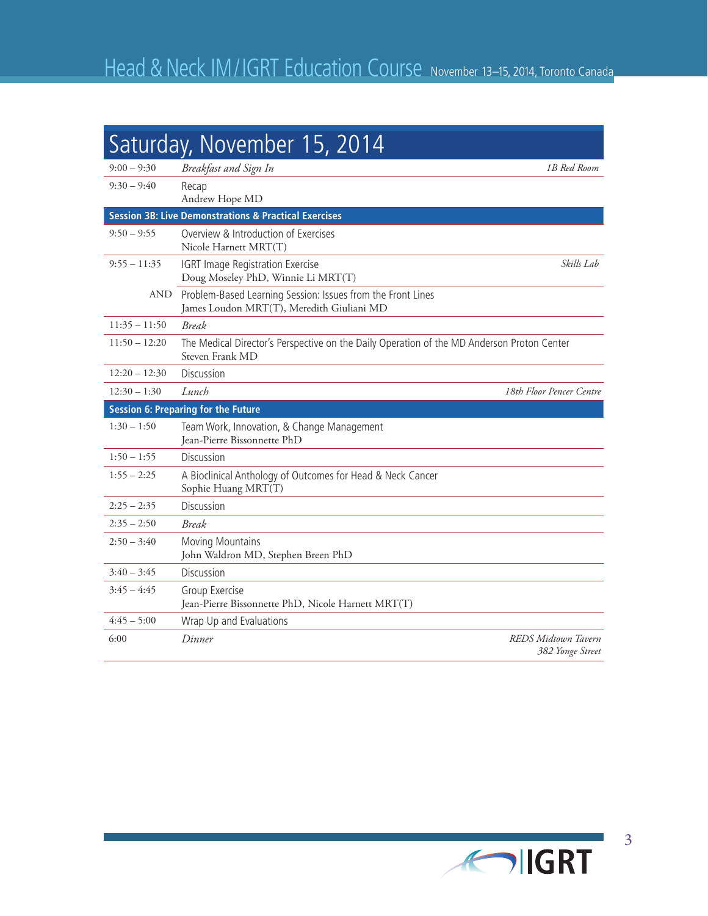## Saturday, November 15, 2014

| | | |
|---|---|---|
| 9:00 – 9:30 | *Breakfast and Sign In* | *1B Red Room* |
| 9:30 – 9:40 | Recap<br>Andrew Hope MD | |
| **Session 3B: Live Demonstrations & Practical Exercises** | | |
| 9:50 – 9:55 | Overview & Introduction of Exercises<br>Nicole Harnett MRT(T) | |
| 9:55 – 11:35 | IGRT Image Registration Exercise<br>Doug Moseley PhD, Winnie Li MRT(T) | *Skills Lab* |
| AND | Problem-Based Learning Session: Issues from the Front Lines<br>James Loudon MRT(T), Meredith Giuliani MD | |
| 11:35 – 11:50 | *Break* | |
| 11:50 – 12:20 | The Medical Director's Perspective on the Daily Operation of the MD Anderson Proton Center<br>Steven Frank MD | |
| 12:20 – 12:30 | Discussion | |
| 12:30 – 1:30 | *Lunch* | *18th Floor Pencer Centre* |
| **Session 6: Preparing for the Future** | | |
| 1:30 – 1:50 | Team Work, Innovation, & Change Management<br>Jean-Pierre Bissonnette PhD | |
| 1:50 – 1:55 | Discussion | |
| 1:55 – 2:25 | A Bioclinical Anthology of Outcomes for Head & Neck Cancer<br>Sophie Huang MRT(T) | |
| 2:25 – 2:35 | Discussion | |
| 2:35 – 2:50 | *Break* | |
| 2:50 – 3:40 | Moving Mountains<br>John Waldron MD, Stephen Breen PhD | |
| 3:40 – 3:45 | Discussion | |
| 3:45 – 4:45 | Group Exercise<br>Jean-Pierre Bissonnette PhD, Nicole Harnett MRT(T) | |
| 4:45 – 5:00 | Wrap Up and Evaluations | |
| 6:00 | *Dinner* | *REDS Midtown Tavern*<br>*382 Yonge Street* |